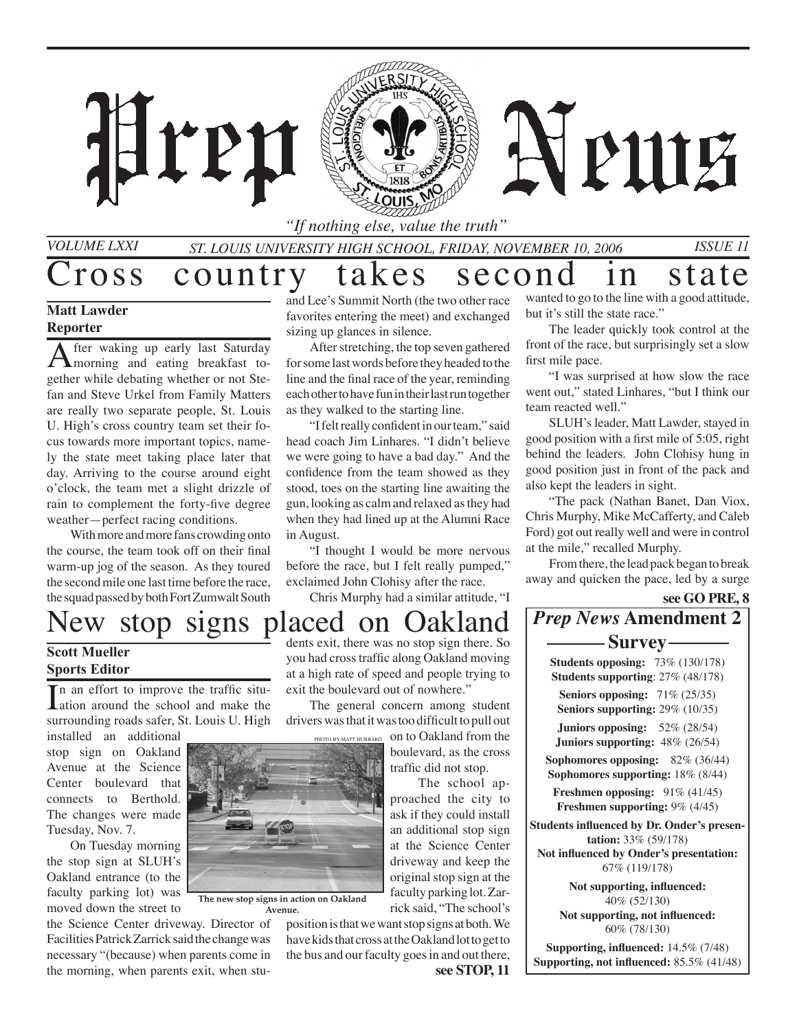# Prep News

*"If nothing else, value the truth"*

*VOLUME LXXI* *ST. LOUIS UNIVERSITY HIGH SCHOOL, FRIDAY, NOVEMBER 10, 2006* *ISSUE 11*

## Cross country takes second in state

**Matt Lawder**
**Reporter**

After waking up early last Saturday morning and eating breakfast together while debating whether or not Stefan and Steve Urkel from Family Matters are really two separate people, St. Louis U. High's cross country team set their focus towards more important topics, namely the state meet taking place later that day. Arriving to the course around eight o'clock, the team met a slight drizzle of rain to complement the forty-five degree weather—perfect racing conditions.

With more and more fans crowding onto the course, the team took off on their final warm-up jog of the season. As they toured the second mile one last time before the race, the squad passed by both Fort Zumwalt South and Lee's Summit North (the two other race favorites entering the meet) and exchanged sizing up glances in silence.

After stretching, the top seven gathered for some last words before they headed to the line and the final race of the year, reminding each other to have fun in their last run together as they walked to the starting line.

"I felt really confident in our team," said head coach Jim Linhares. "I didn't believe we were going to have a bad day." And the confidence from the team showed as they stood, toes on the starting line awaiting the gun, looking as calm and relaxed as they had when they had lined up at the Alumni Race in August.

"I thought I would be more nervous before the race, but I felt really pumped," exclaimed John Clohisy after the race.

Chris Murphy had a similar attitude, "I wanted to go to the line with a good attitude, but it's still the state race."

The leader quickly took control at the front of the race, but surprisingly set a slow first mile pace.

"I was surprised at how slow the race went out," stated Linhares, "but I think our team reacted well."

SLUH's leader, Matt Lawder, stayed in good position with a first mile of 5:05, right behind the leaders. John Clohisy hung in good position just in front of the pack and also kept the leaders in sight.

"The pack (Nathan Banet, Dan Viox, Chris Murphy, Mike McCafferty, and Caleb Ford) got out really well and were in control at the mile," recalled Murphy.

From there, the lead pack began to break away and quicken the pace, led by a surge

**see GO PRE, 8**

## New stop signs placed on Oakland

**Scott Mueller**
**Sports Editor**

In an effort to improve the traffic situation around the school and make the surrounding roads safer, St. Louis U. High installed an additional stop sign on Oakland Avenue at the Science Center boulevard that connects to Berthold. The changes were made Tuesday, Nov. 7.

On Tuesday morning the stop sign at SLUH's Oakland entrance (to the faculty parking lot) was moved down the street to the Science Center driveway. Director of Facilities Patrick Zarrick said the change was necessary "(because) when parents come in the morning, when parents exit, when students exit, there was no stop sign there. So you had cross traffic along Oakland moving at a high rate of speed and people trying to exit the boulevard out of nowhere."

PHOTO BY MATT HUBBARD

**The new stop signs in action on Oakland Avenue.**

The general concern among student drivers was that it was too difficult to pull out on to Oakland from the boulevard, as the cross traffic did not stop.

The school approached the city to ask if they could install an additional stop sign at the Science Center driveway and keep the original stop sign at the faculty parking lot. Zarrick said, "The school's position is that we want stop signs at both. We have kids that cross at the Oakland lot to get to the bus and our faculty goes in and out there,

**see STOP, 11**

## *Prep News* Amendment 2 Survey

**Students opposing:** 73% (130/178)
**Students supporting**: 27% (48/178)

**Seniors opposing:** 71% (25/35)
**Seniors supporting:** 29% (10/35)

**Juniors opposing:** 52% (28/54)
**Juniors supporting:** 48% (26/54)

**Sophomores opposing:** 82% (36/44)
**Sophomores supporting:** 18% (8/44)

**Freshmen opposing:** 91% (41/45)
**Freshmen supporting:** 9% (4/45)

**Students influenced by Dr. Onder's presentation:** 33% (59/178)
**Not influenced by Onder's presentation:** 67% (119/178)

**Not supporting, influenced:** 40% (52/130)
**Not supporting, not influenced:** 60% (78/130)

**Supporting, influenced:** 14.5% (7/48)
**Supporting, not influenced:** 85.5% (41/48)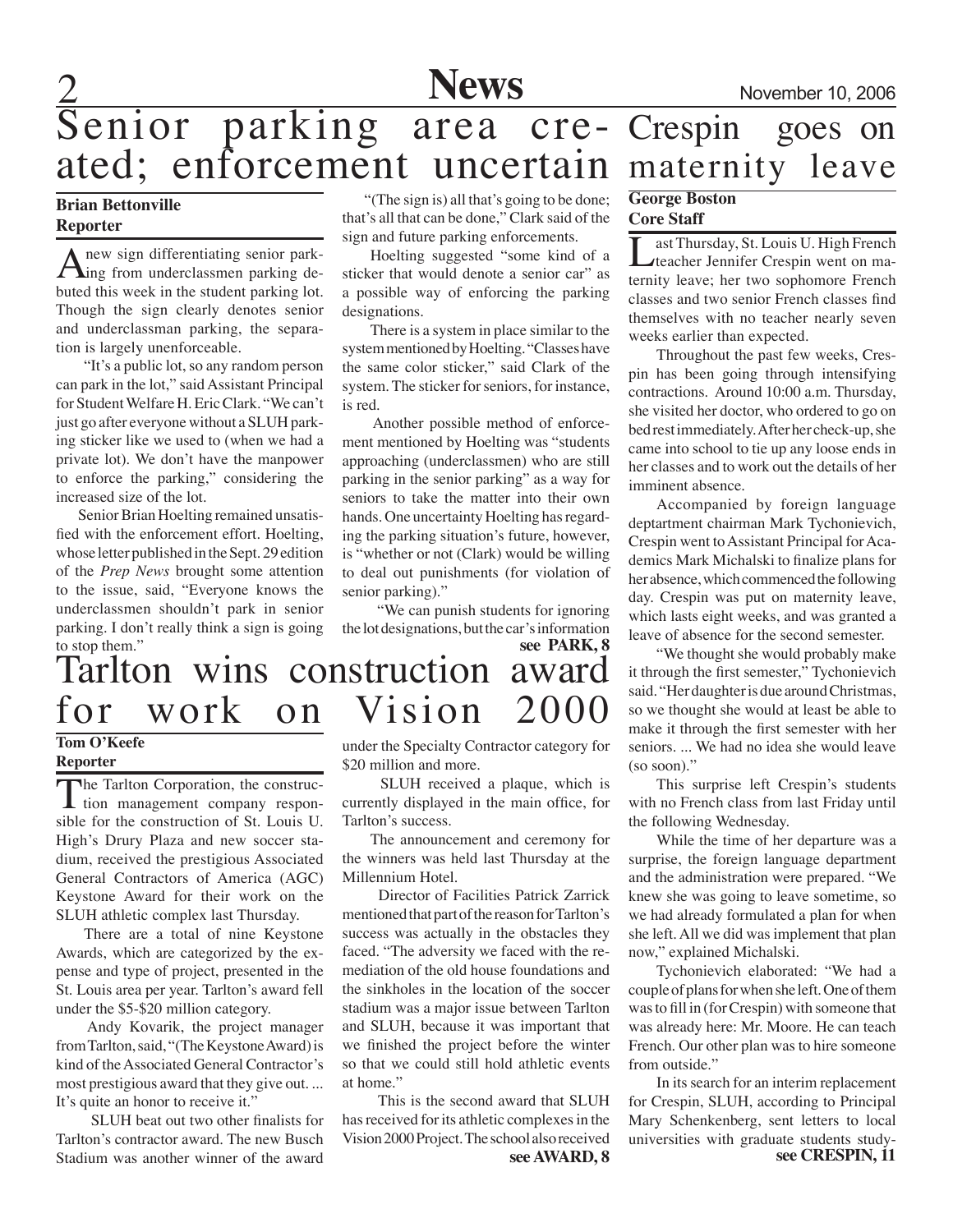# Senior parking area created; enforcement uncertain

**Brian Bettonville**
**Reporter**

A new sign differentiating senior parking from underclassmen parking debuted this week in the student parking lot. Though the sign clearly denotes senior and underclassman parking, the separation is largely unenforceable.

"It's a public lot, so any random person can park in the lot," said Assistant Principal for Student Welfare H. Eric Clark. "We can't just go after everyone without a SLUH parking sticker like we used to (when we had a private lot). We don't have the manpower to enforce the parking," considering the increased size of the lot.

Senior Brian Hoelting remained unsatisfied with the enforcement effort. Hoelting, whose letter published in the Sept. 29 edition of the *Prep News* brought some attention to the issue, said, "Everyone knows the underclassmen shouldn't park in senior parking. I don't really think a sign is going to stop them."

"(The sign is) all that's going to be done; that's all that can be done," Clark said of the sign and future parking enforcements.

Hoelting suggested "some kind of a sticker that would denote a senior car" as a possible way of enforcing the parking designations.

There is a system in place similar to the system mentioned by Hoelting. "Classes have the same color sticker," said Clark of the system. The sticker for seniors, for instance, is red.

Another possible method of enforcement mentioned by Hoelting was "students approaching (underclassmen) who are still parking in the senior parking" as a way for seniors to take the matter into their own hands. One uncertainty Hoelting has regarding the parking situation's future, however, is "whether or not (Clark) would be willing to deal out punishments (for violation of senior parking)."

"We can punish students for ignoring the lot designations, but the car's information

**see PARK, 8**

# Tarlton wins construction award for work on Vision 2000

**Tom O'Keefe**
**Reporter**

The Tarlton Corporation, the construction management company responsible for the construction of St. Louis U. High's Drury Plaza and new soccer stadium, received the prestigious Associated General Contractors of America (AGC) Keystone Award for their work on the SLUH athletic complex last Thursday.

There are a total of nine Keystone Awards, which are categorized by the expense and type of project, presented in the St. Louis area per year. Tarlton's award fell under the $5-$20 million category.

Andy Kovarik, the project manager from Tarlton, said, "(The Keystone Award) is kind of the Associated General Contractor's most prestigious award that they give out. ... It's quite an honor to receive it."

SLUH beat out two other finalists for Tarlton's contractor award. The new Busch Stadium was another winner of the award under the Specialty Contractor category for $20 million and more.

SLUH received a plaque, which is currently displayed in the main office, for Tarlton's success.

The announcement and ceremony for the winners was held last Thursday at the Millennium Hotel.

Director of Facilities Patrick Zarrick mentioned that part of the reason for Tarlton's success was actually in the obstacles they faced. "The adversity we faced with the remediation of the old house foundations and the sinkholes in the location of the soccer stadium was a major issue between Tarlton and SLUH, because it was important that we finished the project before the winter so that we could still hold athletic events at home."

This is the second award that SLUH has received for its athletic complexes in the Vision 2000 Project. The school also received

**see AWARD, 8**

# Crespin goes on maternity leave

**George Boston**
**Core Staff**

Last Thursday, St. Louis U. High French teacher Jennifer Crespin went on maternity leave; her two sophomore French classes and two senior French classes find themselves with no teacher nearly seven weeks earlier than expected.

Throughout the past few weeks, Crespin has been going through intensifying contractions. Around 10:00 a.m. Thursday, she visited her doctor, who ordered to go on bed rest immediately. After her check-up, she came into school to tie up any loose ends in her classes and to work out the details of her imminent absence.

Accompanied by foreign language deptartment chairman Mark Tychonievich, Crespin went to Assistant Principal for Academics Mark Michalski to finalize plans for her absence, which commenced the following day. Crespin was put on maternity leave, which lasts eight weeks, and was granted a leave of absence for the second semester.

"We thought she would probably make it through the first semester," Tychonievich said. "Her daughter is due around Christmas, so we thought she would at least be able to make it through the first semester with her seniors. ... We had no idea she would leave (so soon)."

This surprise left Crespin's students with no French class from last Friday until the following Wednesday.

While the time of her departure was a surprise, the foreign language department and the administration were prepared. "We knew she was going to leave sometime, so we had already formulated a plan for when she left. All we did was implement that plan now," explained Michalski.

Tychonievich elaborated: "We had a couple of plans for when she left. One of them was to fill in (for Crespin) with someone that was already here: Mr. Moore. He can teach French. Our other plan was to hire someone from outside."

In its search for an interim replacement for Crespin, SLUH, according to Principal Mary Schenkenberg, sent letters to local universities with graduate students study-

**see CRESPIN, 11**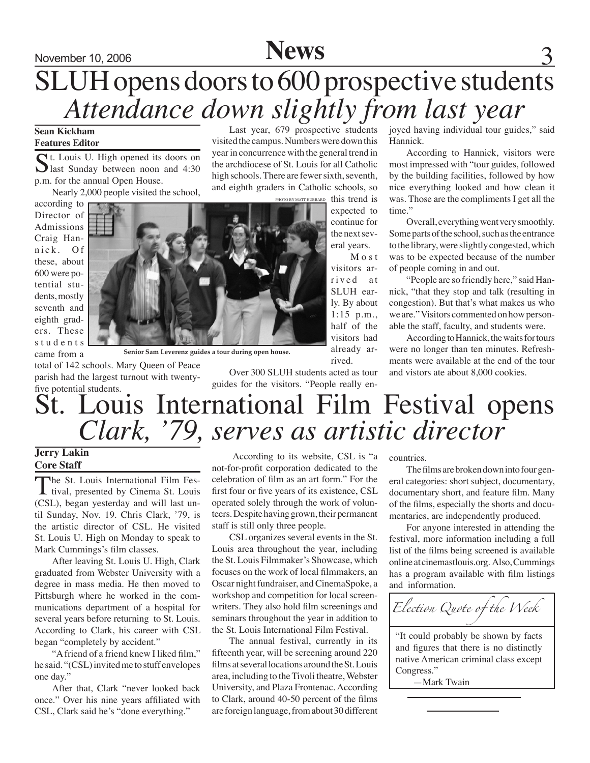# SLUH opens doors to 600 prospective students

## *Attendance down slightly from last year*

**Sean Kickham**
**Features Editor**

St. Louis U. High opened its doors on last Sunday between noon and 4:30 p.m. for the annual Open House.

Nearly 2,000 people visited the school, according to Director of Admissions Craig Hannick. Of these, about 600 were potential students, mostly seventh and eighth graders. These students came from a total of 142 schools. Mary Queen of Peace parish had the largest turnout with twenty-five potential students.

PHOTO BY MATT HUBBARD

Senior Sam Leverenz guides a tour during open house.

Last year, 679 prospective students visited the campus. Numbers were down this year in concurrence with the general trend in the archdiocese of St. Louis for all Catholic high schools. There are fewer sixth, seventh, and eighth graders in Catholic schools, so this trend is expected to continue for the next several years.

Most visitors arrived at SLUH early. By about 1:15 p.m., half of the visitors had already arrived.

Over 300 SLUH students acted as tour guides for the visitors. "People really enjoyed having individual tour guides," said Hannick.

According to Hannick, visitors were most impressed with "tour guides, followed by the building facilities, followed by how nice everything looked and how clean it was. Those are the compliments I get all the time."

Overall, everything went very smoothly. Some parts of the school, such as the entrance to the library, were slightly congested, which was to be expected because of the number of people coming in and out.

"People are so friendly here," said Hannick, "that they stop and talk (resulting in congestion). But that's what makes us who we are." Visitors commented on how personable the staff, faculty, and students were.

According to Hannick, the waits for tours were no longer than ten minutes. Refreshments were available at the end of the tour and vistors ate about 8,000 cookies.

# St. Louis International Film Festival opens

## *Clark, '79, serves as artistic director*

**Jerry Lakin**
**Core Staff**

The St. Louis International Film Festival, presented by Cinema St. Louis (CSL), began yesterday and will last until Sunday, Nov. 19. Chris Clark, '79, is the artistic director of CSL. He visited St. Louis U. High on Monday to speak to Mark Cummings's film classes.

After leaving St. Louis U. High, Clark graduated from Webster University with a degree in mass media. He then moved to Pittsburgh where he worked in the communications department of a hospital for several years before returning to St. Louis. According to Clark, his career with CSL began "completely by accident."

"A friend of a friend knew I liked film," he said. "(CSL) invited me to stuff envelopes one day."

After that, Clark "never looked back once." Over his nine years affiliated with CSL, Clark said he's "done everything."

According to its website, CSL is "a not-for-profit corporation dedicated to the celebration of film as an art form." For the first four or five years of its existence, CSL operated solely through the work of volunteers. Despite having grown, their permanent staff is still only three people.

CSL organizes several events in the St. Louis area throughout the year, including the St. Louis Filmmaker's Showcase, which focuses on the work of local filmmakers, an Oscar night fundraiser, and CinemaSpoke, a workshop and competition for local screenwriters. They also hold film screenings and seminars throughout the year in addition to the St. Louis International Film Festival.

The annual festival, currently in its fifteenth year, will be screening around 220 films at several locations around the St. Louis area, including to the Tivoli theatre, Webster University, and Plaza Frontenac. According to Clark, around 40-50 percent of the films are foreign language, from about 30 different countries.

The films are broken down into four general categories: short subject, documentary, documentary short, and feature film. Many of the films, especially the shorts and documentaries, are independently produced.

For anyone interested in attending the festival, more information including a full list of the films being screened is available online at cinemastlouis.org. Also, Cummings has a program available with film listings and information.

*Election Quote of the Week*

"It could probably be shown by facts and figures that there is no distinctly native American criminal class except Congress."

—Mark Twain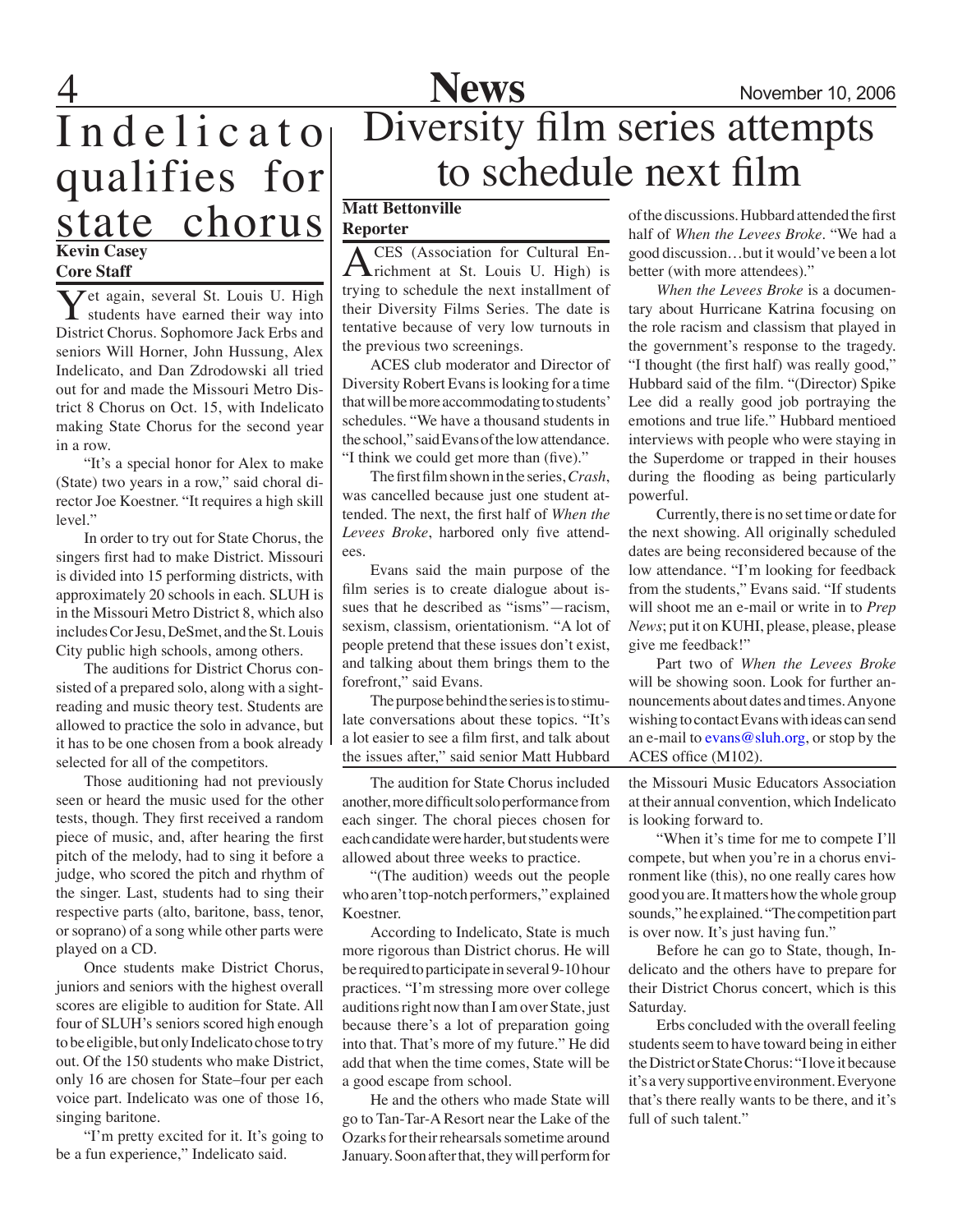# Indelicato qualifies for state chorus

**Kevin Casey**
**Core Staff**

Yet again, several St. Louis U. High students have earned their way into District Chorus. Sophomore Jack Erbs and seniors Will Horner, John Hussung, Alex Indelicato, and Dan Zdrodowski all tried out for and made the Missouri Metro District 8 Chorus on Oct. 15, with Indelicato making State Chorus for the second year in a row.

"It's a special honor for Alex to make (State) two years in a row," said choral director Joe Koestner. "It requires a high skill level."

In order to try out for State Chorus, the singers first had to make District. Missouri is divided into 15 performing districts, with approximately 20 schools in each. SLUH is in the Missouri Metro District 8, which also includes Cor Jesu, DeSmet, and the St. Louis City public high schools, among others.

The auditions for District Chorus consisted of a prepared solo, along with a sight-reading and music theory test. Students are allowed to practice the solo in advance, but it has to be one chosen from a book already selected for all of the competitors.

Those auditioning had not previously seen or heard the music used for the other tests, though. They first received a random piece of music, and, after hearing the first pitch of the melody, had to sing it before a judge, who scored the pitch and rhythm of the singer. Last, students had to sing their respective parts (alto, baritone, bass, tenor, or soprano) of a song while other parts were played on a CD.

Once students make District Chorus, juniors and seniors with the highest overall scores are eligible to audition for State. All four of SLUH's seniors scored high enough to be eligible, but only Indelicato chose to try out. Of the 150 students who make District, only 16 are chosen for State–four per each voice part. Indelicato was one of those 16, singing baritone.

"I'm pretty excited for it. It's going to be a fun experience," Indelicato said.

The audition for State Chorus included another, more difficult solo performance from each singer. The choral pieces chosen for each candidate were harder, but students were allowed about three weeks to practice.

"(The audition) weeds out the people who aren't top-notch performers," explained Koestner.

According to Indelicato, State is much more rigorous than District chorus. He will be required to participate in several 9-10 hour practices. "I'm stressing more over college auditions right now than I am over State, just because there's a lot of preparation going into that. That's more of my future." He did add that when the time comes, State will be a good escape from school.

He and the others who made State will go to Tan-Tar-A Resort near the Lake of the Ozarks for their rehearsals sometime around January. Soon after that, they will perform for the Missouri Music Educators Association at their annual convention, which Indelicato is looking forward to.

"When it's time for me to compete I'll compete, but when you're in a chorus environment like (this), no one really cares how good you are. It matters how the whole group sounds," he explained. "The competition part is over now. It's just having fun."

Before he can go to State, though, Indelicato and the others have to prepare for their District Chorus concert, which is this Saturday.

Erbs concluded with the overall feeling students seem to have toward being in either the District or State Chorus: "I love it because it's a very supportive environment. Everyone that's there really wants to be there, and it's full of such talent."

# Diversity film series attempts to schedule next film

**Matt Bettonville**
**Reporter**

ACES (Association for Cultural Enrichment at St. Louis U. High) is trying to schedule the next installment of their Diversity Films Series. The date is tentative because of very low turnouts in the previous two screenings.

ACES club moderator and Director of Diversity Robert Evans is looking for a time that will be more accommodating to students' schedules. "We have a thousand students in the school," said Evans of the low attendance. "I think we could get more than (five)."

The first film shown in the series, *Crash*, was cancelled because just one student attended. The next, the first half of *When the Levees Broke*, harbored only five attendees.

Evans said the main purpose of the film series is to create dialogue about issues that he described as "isms"—racism, sexism, classism, orientationism. "A lot of people pretend that these issues don't exist, and talking about them brings them to the forefront," said Evans.

The purpose behind the series is to stimulate conversations about these topics. "It's a lot easier to see a film first, and talk about the issues after," said senior Matt Hubbard of the discussions. Hubbard attended the first half of *When the Levees Broke*. "We had a good discussion…but it would've been a lot better (with more attendees)."

*When the Levees Broke* is a documentary about Hurricane Katrina focusing on the role racism and classism that played in the government's response to the tragedy. "I thought (the first half) was really good," Hubbard said of the film. "(Director) Spike Lee did a really good job portraying the emotions and true life." Hubbard mentioed interviews with people who were staying in the Superdome or trapped in their houses during the flooding as being particularly powerful.

Currently, there is no set time or date for the next showing. All originally scheduled dates are being reconsidered because of the low attendance. "I'm looking for feedback from the students," Evans said. "If students will shoot me an e-mail or write in to *Prep News*; put it on KUHI, please, please, please give me feedback!"

Part two of *When the Levees Broke* will be showing soon. Look for further announcements about dates and times. Anyone wishing to contact Evans with ideas can send an e-mail to evans@sluh.org, or stop by the ACES office (M102).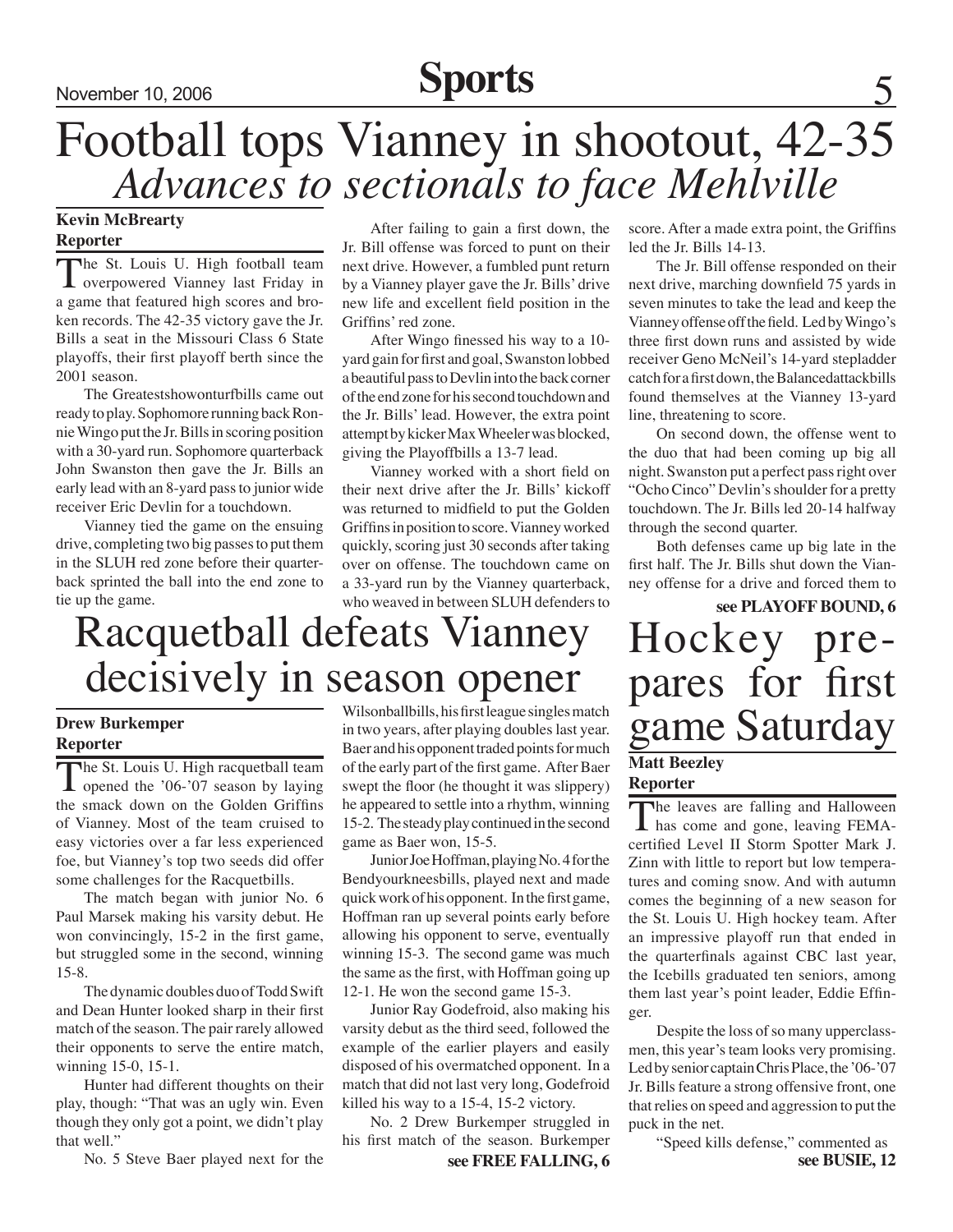# Football tops Vianney in shootout, 42-35

## *Advances to sectionals to face Mehlville*

**Kevin McBrearty**
**Reporter**

The St. Louis U. High football team overpowered Vianney last Friday in a game that featured high scores and broken records. The 42-35 victory gave the Jr. Bills a seat in the Missouri Class 6 State playoffs, their first playoff berth since the 2001 season.

The Greatestshowonturfbills came out ready to play. Sophomore running back Ronnie Wingo put the Jr. Bills in scoring position with a 30-yard run. Sophomore quarterback John Swanston then gave the Jr. Bills an early lead with an 8-yard pass to junior wide receiver Eric Devlin for a touchdown.

Vianney tied the game on the ensuing drive, completing two big passes to put them in the SLUH red zone before their quarterback sprinted the ball into the end zone to tie up the game.

After failing to gain a first down, the Jr. Bill offense was forced to punt on their next drive. However, a fumbled punt return by a Vianney player gave the Jr. Bills' drive new life and excellent field position in the Griffins' red zone.

After Wingo finessed his way to a 10-yard gain for first and goal, Swanston lobbed a beautiful pass to Devlin into the back corner of the end zone for his second touchdown and the Jr. Bills' lead. However, the extra point attempt by kicker Max Wheeler was blocked, giving the Playoffbills a 13-7 lead.

Vianney worked with a short field on their next drive after the Jr. Bills' kickoff was returned to midfield to put the Golden Griffins in position to score. Vianney worked quickly, scoring just 30 seconds after taking over on offense. The touchdown came on a 33-yard run by the Vianney quarterback, who weaved in between SLUH defenders to score. After a made extra point, the Griffins led the Jr. Bills 14-13.

The Jr. Bill offense responded on their next drive, marching downfield 75 yards in seven minutes to take the lead and keep the Vianney offense off the field. Led by Wingo's three first down runs and assisted by wide receiver Geno McNeil's 14-yard stepladder catch for a first down, the Balancedattackbills found themselves at the Vianney 13-yard line, threatening to score.

On second down, the offense went to the duo that had been coming up big all night. Swanston put a perfect pass right over "Ocho Cinco" Devlin's shoulder for a pretty touchdown. The Jr. Bills led 20-14 halfway through the second quarter.

Both defenses came up big late in the first half. The Jr. Bills shut down the Vianney offense for a drive and forced them to

**see PLAYOFF BOUND, 6**

# Racquetball defeats Vianney decisively in season opener

**Drew Burkemper**
**Reporter**

The St. Louis U. High racquetball team opened the '06-'07 season by laying the smack down on the Golden Griffins of Vianney. Most of the team cruised to easy victories over a far less experienced foe, but Vianney's top two seeds did offer some challenges for the Racquetbills.

The match began with junior No. 6 Paul Marsek making his varsity debut. He won convincingly, 15-2 in the first game, but struggled some in the second, winning 15-8.

The dynamic doubles duo of Todd Swift and Dean Hunter looked sharp in their first match of the season. The pair rarely allowed their opponents to serve the entire match, winning 15-0, 15-1.

Hunter had different thoughts on their play, though: "That was an ugly win. Even though they only got a point, we didn't play that well."

No. 5 Steve Baer played next for the Wilsonballbills, his first league singles match in two years, after playing doubles last year. Baer and his opponent traded points for much of the early part of the first game. After Baer swept the floor (he thought it was slippery) he appeared to settle into a rhythm, winning 15-2. The steady play continued in the second game as Baer won, 15-5.

Junior Joe Hoffman, playing No. 4 for the Bendyourkneesbills, played next and made quick work of his opponent. In the first game, Hoffman ran up several points early before allowing his opponent to serve, eventually winning 15-3. The second game was much the same as the first, with Hoffman going up 12-1. He won the second game 15-3.

Junior Ray Godefroid, also making his varsity debut as the third seed, followed the example of the earlier players and easily disposed of his overmatched opponent. In a match that did not last very long, Godefroid killed his way to a 15-4, 15-2 victory.

No. 2 Drew Burkemper struggled in his first match of the season. Burkemper

**see FREE FALLING, 6**

# Hockey prepares for first game Saturday

**Matt Beezley**
**Reporter**

The leaves are falling and Halloween has come and gone, leaving FEMA-certified Level II Storm Spotter Mark J. Zinn with little to report but low temperatures and coming snow. And with autumn comes the beginning of a new season for the St. Louis U. High hockey team. After an impressive playoff run that ended in the quarterfinals against CBC last year, the Icebills graduated ten seniors, among them last year's point leader, Eddie Effinger.

Despite the loss of so many upperclassmen, this year's team looks very promising. Led by senior captain Chris Place, the '06-'07 Jr. Bills feature a strong offensive front, one that relies on speed and aggression to put the puck in the net.

"Speed kills defense," commented as

**see BUSIE, 12**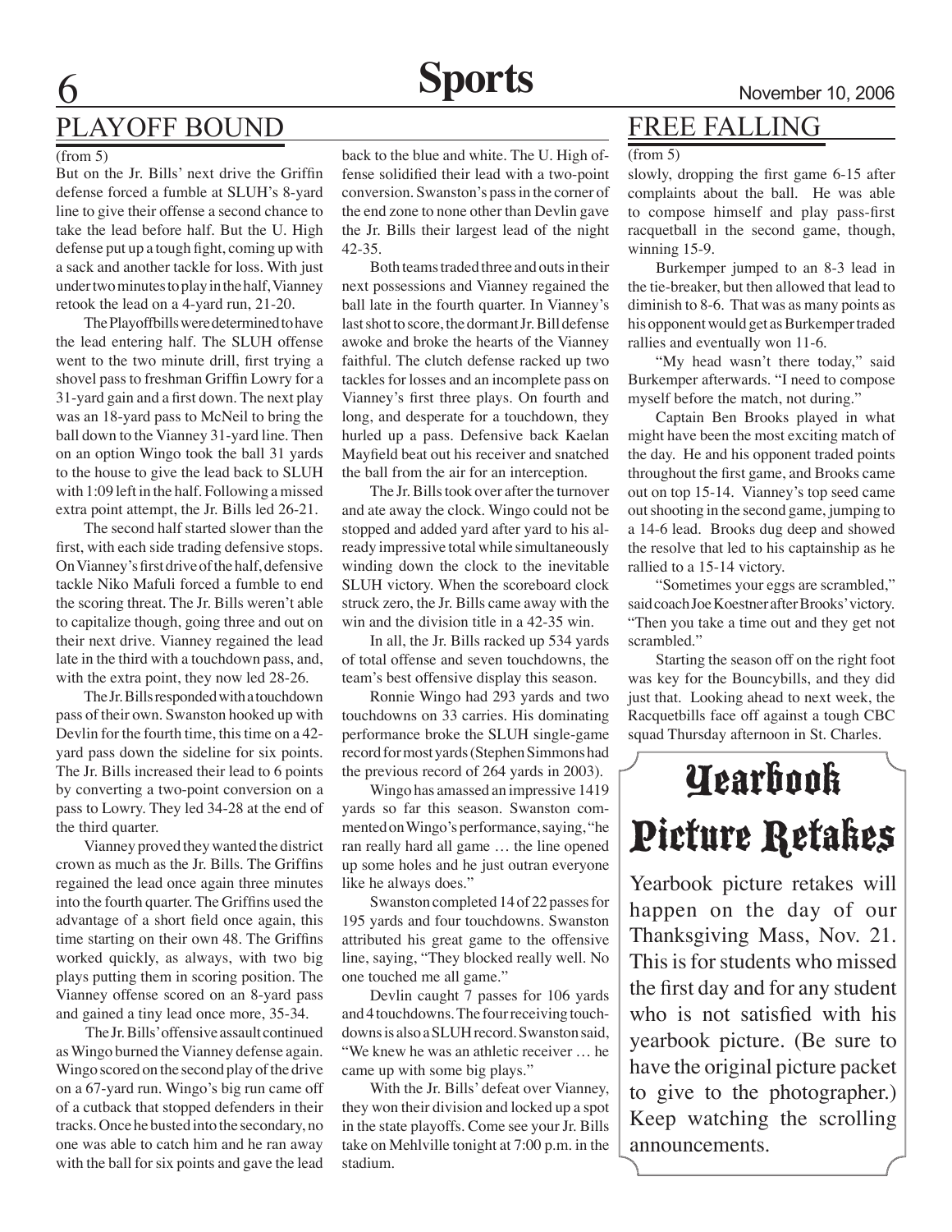# Sports

## PLAYOFF BOUND

(from 5)

But on the Jr. Bills' next drive the Griffin defense forced a fumble at SLUH's 8-yard line to give their offense a second chance to take the lead before half. But the U. High defense put up a tough fight, coming up with a sack and another tackle for loss. With just under two minutes to play in the half, Vianney retook the lead on a 4-yard run, 21-20.

The Playoffbills were determined to have the lead entering half. The SLUH offense went to the two minute drill, first trying a shovel pass to freshman Griffin Lowry for a 31-yard gain and a first down. The next play was an 18-yard pass to McNeil to bring the ball down to the Vianney 31-yard line. Then on an option Wingo took the ball 31 yards to the house to give the lead back to SLUH with 1:09 left in the half. Following a missed extra point attempt, the Jr. Bills led 26-21.

The second half started slower than the first, with each side trading defensive stops. On Vianney's first drive of the half, defensive tackle Niko Mafuli forced a fumble to end the scoring threat. The Jr. Bills weren't able to capitalize though, going three and out on their next drive. Vianney regained the lead late in the third with a touchdown pass, and, with the extra point, they now led 28-26.

The Jr. Bills responded with a touchdown pass of their own. Swanston hooked up with Devlin for the fourth time, this time on a 42-yard pass down the sideline for six points. The Jr. Bills increased their lead to 6 points by converting a two-point conversion on a pass to Lowry. They led 34-28 at the end of the third quarter.

Vianney proved they wanted the district crown as much as the Jr. Bills. The Griffins regained the lead once again three minutes into the fourth quarter. The Griffins used the advantage of a short field once again, this time starting on their own 48. The Griffins worked quickly, as always, with two big plays putting them in scoring position. The Vianney offense scored on an 8-yard pass and gained a tiny lead once more, 35-34.

The Jr. Bills' offensive assault continued as Wingo burned the Vianney defense again. Wingo scored on the second play of the drive on a 67-yard run. Wingo's big run came off of a cutback that stopped defenders in their tracks. Once he busted into the secondary, no one was able to catch him and he ran away with the ball for six points and gave the lead back to the blue and white. The U. High offense solidified their lead with a two-point conversion. Swanston's pass in the corner of the end zone to none other than Devlin gave the Jr. Bills their largest lead of the night 42-35.

Both teams traded three and outs in their next possessions and Vianney regained the ball late in the fourth quarter. In Vianney's last shot to score, the dormant Jr. Bill defense awoke and broke the hearts of the Vianney faithful. The clutch defense racked up two tackles for losses and an incomplete pass on Vianney's first three plays. On fourth and long, and desperate for a touchdown, they hurled up a pass. Defensive back Kaelan Mayfield beat out his receiver and snatched the ball from the air for an interception.

The Jr. Bills took over after the turnover and ate away the clock. Wingo could not be stopped and added yard after yard to his already impressive total while simultaneously winding down the clock to the inevitable SLUH victory. When the scoreboard clock struck zero, the Jr. Bills came away with the win and the division title in a 42-35 win.

In all, the Jr. Bills racked up 534 yards of total offense and seven touchdowns, the team's best offensive display this season.

Ronnie Wingo had 293 yards and two touchdowns on 33 carries. His dominating performance broke the SLUH single-game record for most yards (Stephen Simmons had the previous record of 264 yards in 2003).

Wingo has amassed an impressive 1419 yards so far this season. Swanston commented on Wingo's performance, saying, "he ran really hard all game … the line opened up some holes and he just outran everyone like he always does."

Swanston completed 14 of 22 passes for 195 yards and four touchdowns. Swanston attributed his great game to the offensive line, saying, "They blocked really well. No one touched me all game."

Devlin caught 7 passes for 106 yards and 4 touchdowns. The four receiving touchdowns is also a SLUH record. Swanston said, "We knew he was an athletic receiver … he came up with some big plays."

With the Jr. Bills' defeat over Vianney, they won their division and locked up a spot in the state playoffs. Come see your Jr. Bills take on Mehlville tonight at 7:00 p.m. in the stadium.

## FREE FALLING

(from 5)

slowly, dropping the first game 6-15 after complaints about the ball. He was able to compose himself and play pass-first racquetball in the second game, though, winning 15-9.

Burkemper jumped to an 8-3 lead in the tie-breaker, but then allowed that lead to diminish to 8-6. That was as many points as his opponent would get as Burkemper traded rallies and eventually won 11-6.

"My head wasn't there today," said Burkemper afterwards. "I need to compose myself before the match, not during."

Captain Ben Brooks played in what might have been the most exciting match of the day. He and his opponent traded points throughout the first game, and Brooks came out on top 15-14. Vianney's top seed came out shooting in the second game, jumping to a 14-6 lead. Brooks dug deep and showed the resolve that led to his captainship as he rallied to a 15-14 victory.

"Sometimes your eggs are scrambled," said coach Joe Koestner after Brooks' victory. "Then you take a time out and they get not scrambled."

Starting the season off on the right foot was key for the Bouncybills, and they did just that. Looking ahead to next week, the Racquetbills face off against a tough CBC squad Thursday afternoon in St. Charles.

## Yearbook Picture Retakes

Yearbook picture retakes will happen on the day of our Thanksgiving Mass, Nov. 21. This is for students who missed the first day and for any student who is not satisfied with his yearbook picture. (Be sure to have the original picture packet to give to the photographer.) Keep watching the scrolling announcements.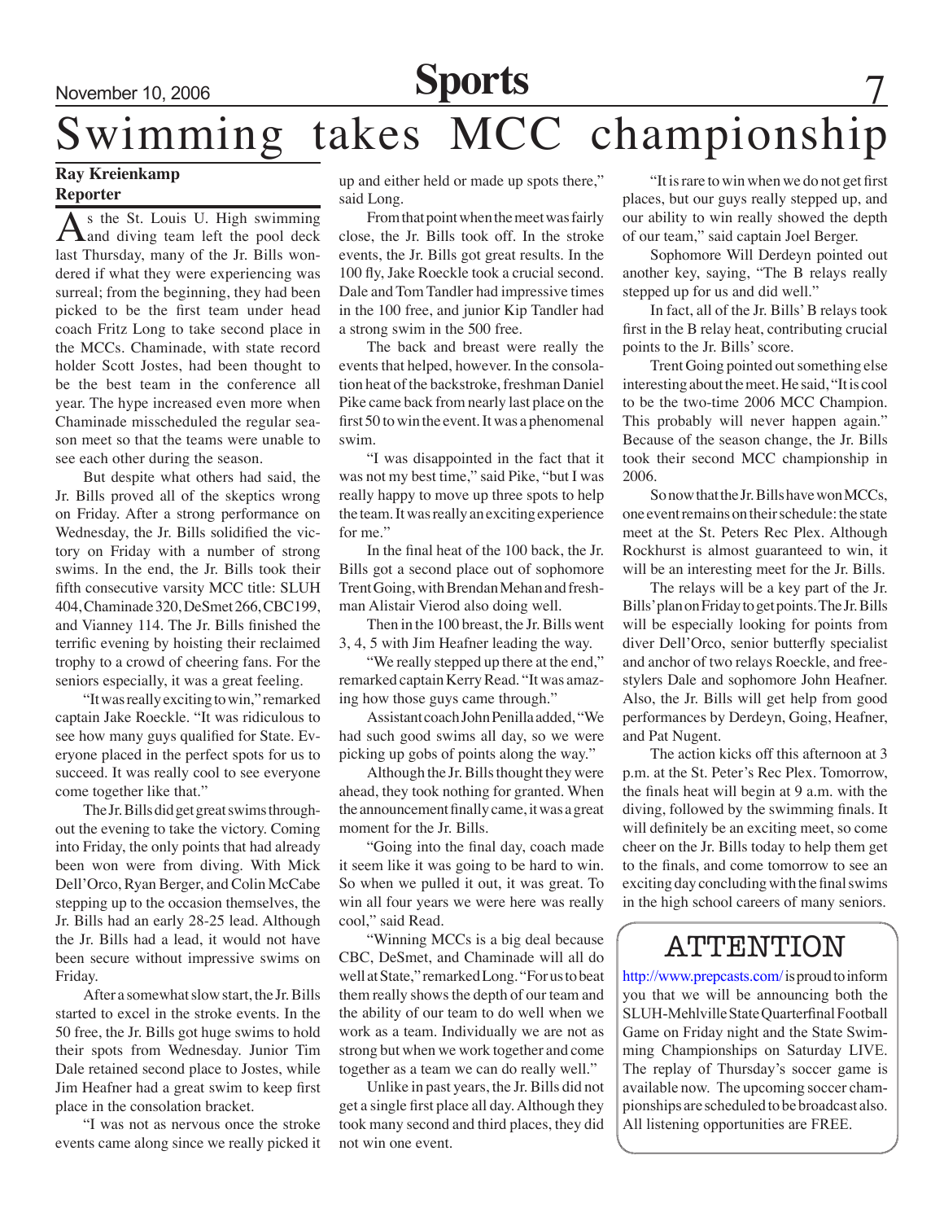# Swimming takes MCC championship

**Ray Kreienkamp**
**Reporter**

As the St. Louis U. High swimming and diving team left the pool deck last Thursday, many of the Jr. Bills wondered if what they were experiencing was surreal; from the beginning, they had been picked to be the first team under head coach Fritz Long to take second place in the MCCs. Chaminade, with state record holder Scott Jostes, had been thought to be the best team in the conference all year. The hype increased even more when Chaminade misscheduled the regular season meet so that the teams were unable to see each other during the season.

But despite what others had said, the Jr. Bills proved all of the skeptics wrong on Friday. After a strong performance on Wednesday, the Jr. Bills solidified the victory on Friday with a number of strong swims. In the end, the Jr. Bills took their fifth consecutive varsity MCC title: SLUH 404, Chaminade 320, DeSmet 266, CBC 199, and Vianney 114. The Jr. Bills finished the terrific evening by hoisting their reclaimed trophy to a crowd of cheering fans. For the seniors especially, it was a great feeling.

"It was really exciting to win," remarked captain Jake Roeckle. "It was ridiculous to see how many guys qualified for State. Everyone placed in the perfect spots for us to succeed. It was really cool to see everyone come together like that."

The Jr. Bills did get great swims throughout the evening to take the victory. Coming into Friday, the only points that had already been won were from diving. With Mick Dell'Orco, Ryan Berger, and Colin McCabe stepping up to the occasion themselves, the Jr. Bills had an early 28-25 lead. Although the Jr. Bills had a lead, it would not have been secure without impressive swims on Friday.

After a somewhat slow start, the Jr. Bills started to excel in the stroke events. In the 50 free, the Jr. Bills got huge swims to hold their spots from Wednesday. Junior Tim Dale retained second place to Jostes, while Jim Heafner had a great swim to keep first place in the consolation bracket.

"I was not as nervous once the stroke events came along since we really picked it up and either held or made up spots there," said Long.

From that point when the meet was fairly close, the Jr. Bills took off. In the stroke events, the Jr. Bills got great results. In the 100 fly, Jake Roeckle took a crucial second. Dale and Tom Tandler had impressive times in the 100 free, and junior Kip Tandler had a strong swim in the 500 free.

The back and breast were really the events that helped, however. In the consolation heat of the backstroke, freshman Daniel Pike came back from nearly last place on the first 50 to win the event. It was a phenomenal swim.

"I was disappointed in the fact that it was not my best time," said Pike, "but I was really happy to move up three spots to help the team. It was really an exciting experience for me."

In the final heat of the 100 back, the Jr. Bills got a second place out of sophomore Trent Going, with Brendan Mehan and freshman Alistair Vierod also doing well.

Then in the 100 breast, the Jr. Bills went 3, 4, 5 with Jim Heafner leading the way.

"We really stepped up there at the end," remarked captain Kerry Read. "It was amazing how those guys came through."

Assistant coach John Penilla added, "We had such good swims all day, so we were picking up gobs of points along the way."

Although the Jr. Bills thought they were ahead, they took nothing for granted. When the announcement finally came, it was a great moment for the Jr. Bills.

"Going into the final day, coach made it seem like it was going to be hard to win. So when we pulled it out, it was great. To win all four years we were here was really cool," said Read.

"Winning MCCs is a big deal because CBC, DeSmet, and Chaminade will all do well at State," remarked Long. "For us to beat them really shows the depth of our team and the ability of our team to do well when we work as a team. Individually we are not as strong but when we work together and come together as a team we can do really well."

Unlike in past years, the Jr. Bills did not get a single first place all day. Although they took many second and third places, they did not win one event.

"It is rare to win when we do not get first places, but our guys really stepped up, and our ability to win really showed the depth of our team," said captain Joel Berger.

Sophomore Will Derdeyn pointed out another key, saying, "The B relays really stepped up for us and did well."

In fact, all of the Jr. Bills' B relays took first in the B relay heat, contributing crucial points to the Jr. Bills' score.

Trent Going pointed out something else interesting about the meet. He said, "It is cool to be the two-time 2006 MCC Champion. This probably will never happen again." Because of the season change, the Jr. Bills took their second MCC championship in 2006.

So now that the Jr. Bills have won MCCs, one event remains on their schedule: the state meet at the St. Peters Rec Plex. Although Rockhurst is almost guaranteed to win, it will be an interesting meet for the Jr. Bills.

The relays will be a key part of the Jr. Bills' plan on Friday to get points. The Jr. Bills will be especially looking for points from diver Dell'Orco, senior butterfly specialist and anchor of two relays Roeckle, and freestylers Dale and sophomore John Heafner. Also, the Jr. Bills will get help from good performances by Derdeyn, Going, Heafner, and Pat Nugent.

The action kicks off this afternoon at 3 p.m. at the St. Peter's Rec Plex. Tomorrow, the finals heat will begin at 9 a.m. with the diving, followed by the swimming finals. It will definitely be an exciting meet, so come cheer on the Jr. Bills today to help them get to the finals, and come tomorrow to see an exciting day concluding with the final swims in the high school careers of many seniors.

## ATTENTION

http://www.prepcasts.com/ is proud to inform you that we will be announcing both the SLUH-Mehlville State Quarterfinal Football Game on Friday night and the State Swimming Championships on Saturday LIVE. The replay of Thursday's soccer game is available now. The upcoming soccer championships are scheduled to be broadcast also. All listening opportunities are FREE.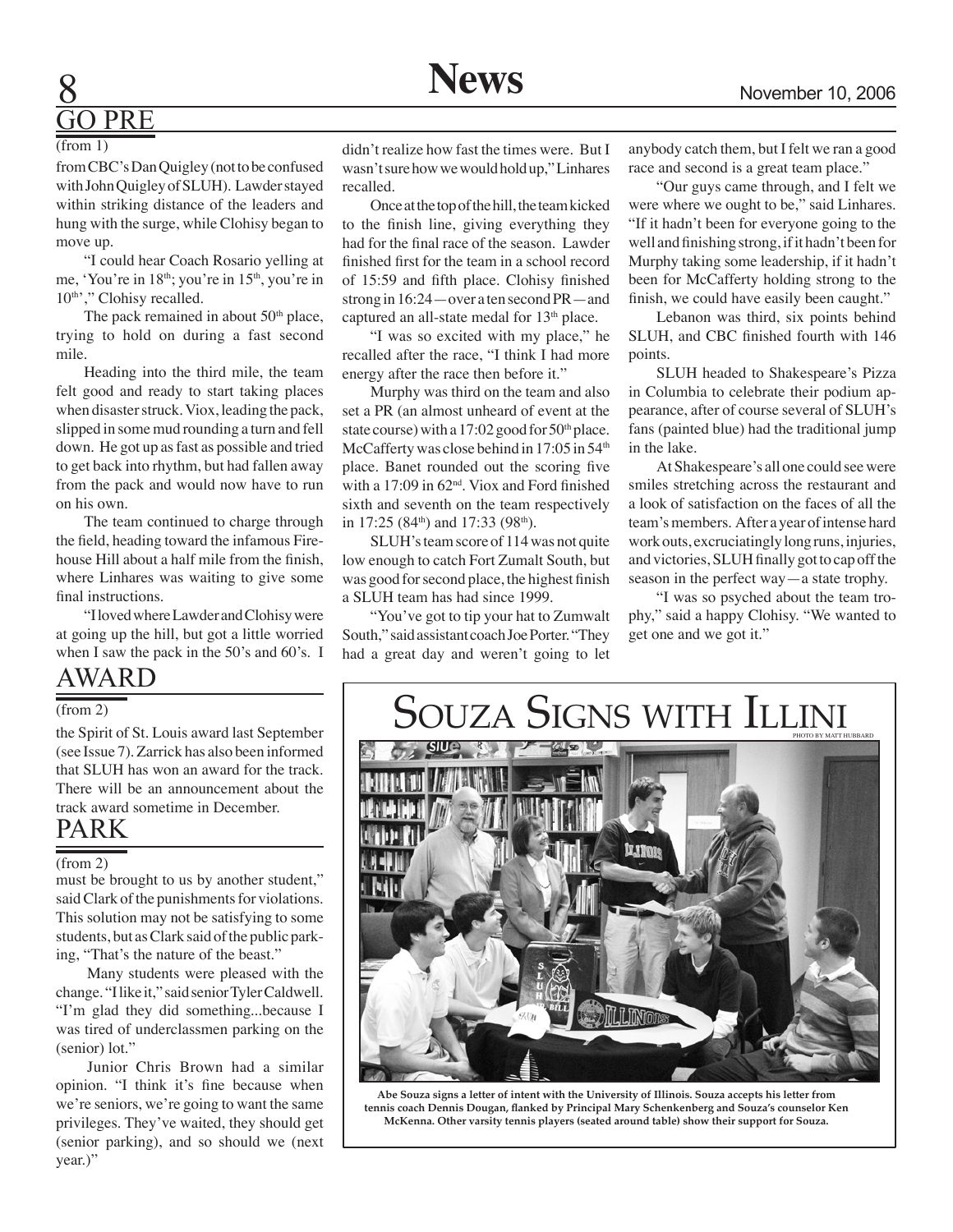## GO PRE

(from 1)

from CBC's Dan Quigley (not to be confused with John Quigley of SLUH). Lawder stayed within striking distance of the leaders and hung with the surge, while Clohisy began to move up.

"I could hear Coach Rosario yelling at me, 'You're in 18th; you're in 15th, you're in 10th'," Clohisy recalled.

The pack remained in about 50th place, trying to hold on during a fast second mile.

Heading into the third mile, the team felt good and ready to start taking places when disaster struck. Viox, leading the pack, slipped in some mud rounding a turn and fell down. He got up as fast as possible and tried to get back into rhythm, but had fallen away from the pack and would now have to run on his own.

The team continued to charge through the field, heading toward the infamous Firehouse Hill about a half mile from the finish, where Linhares was waiting to give some final instructions.

"I loved where Lawder and Clohisy were at going up the hill, but got a little worried when I saw the pack in the 50's and 60's. I didn't realize how fast the times were. But I wasn't sure how we would hold up," Linhares recalled.

Once at the top of the hill, the team kicked to the finish line, giving everything they had for the final race of the season. Lawder finished first for the team in a school record of 15:59 and fifth place. Clohisy finished strong in 16:24—over a ten second PR—and captured an all-state medal for 13th place.

"I was so excited with my place," he recalled after the race, "I think I had more energy after the race then before it."

Murphy was third on the team and also set a PR (an almost unheard of event at the state course) with a 17:02 good for 50th place. McCafferty was close behind in 17:05 in 54th place. Banet rounded out the scoring five with a 17:09 in 62nd. Viox and Ford finished sixth and seventh on the team respectively in 17:25 (84th) and 17:33 (98th).

SLUH's team score of 114 was not quite low enough to catch Fort Zumalt South, but was good for second place, the highest finish a SLUH team has had since 1999.

"You've got to tip your hat to Zumwalt South," said assistant coach Joe Porter. "They had a great day and weren't going to let anybody catch them, but I felt we ran a good race and second is a great team place."

"Our guys came through, and I felt we were where we ought to be," said Linhares. "If it hadn't been for everyone going to the well and finishing strong, if it hadn't been for Murphy taking some leadership, if it hadn't been for McCafferty holding strong to the finish, we could have easily been caught."

Lebanon was third, six points behind SLUH, and CBC finished fourth with 146 points.

SLUH headed to Shakespeare's Pizza in Columbia to celebrate their podium appearance, after of course several of SLUH's fans (painted blue) had the traditional jump in the lake.

At Shakespeare's all one could see were smiles stretching across the restaurant and a look of satisfaction on the faces of all the team's members. After a year of intense hard work outs, excruciatingly long runs, injuries, and victories, SLUH finally got to cap off the season in the perfect way—a state trophy.

"I was so psyched about the team trophy," said a happy Clohisy. "We wanted to get one and we got it."

## AWARD

(from 2)

the Spirit of St. Louis award last September (see Issue 7). Zarrick has also been informed that SLUH has won an award for the track. There will be an announcement about the track award sometime in December.

## PARK

(from 2)

must be brought to us by another student," said Clark of the punishments for violations. This solution may not be satisfying to some students, but as Clark said of the public parking, "That's the nature of the beast."

Many students were pleased with the change. "I like it," said senior Tyler Caldwell. "I'm glad they did something...because I was tired of underclassmen parking on the (senior) lot."

Junior Chris Brown had a similar opinion. "I think it's fine because when we're seniors, we're going to want the same privileges. They've waited, they should get (senior parking), and so should we (next year.)"

## Souza Signs with Illini

PHOTO BY MATT HUBBARD

**Abe Souza signs a letter of intent with the University of Illinois. Souza accepts his letter from tennis coach Dennis Dougan, flanked by Principal Mary Schenkenberg and Souza's counselor Ken McKenna. Other varsity tennis players (seated around table) show their support for Souza.**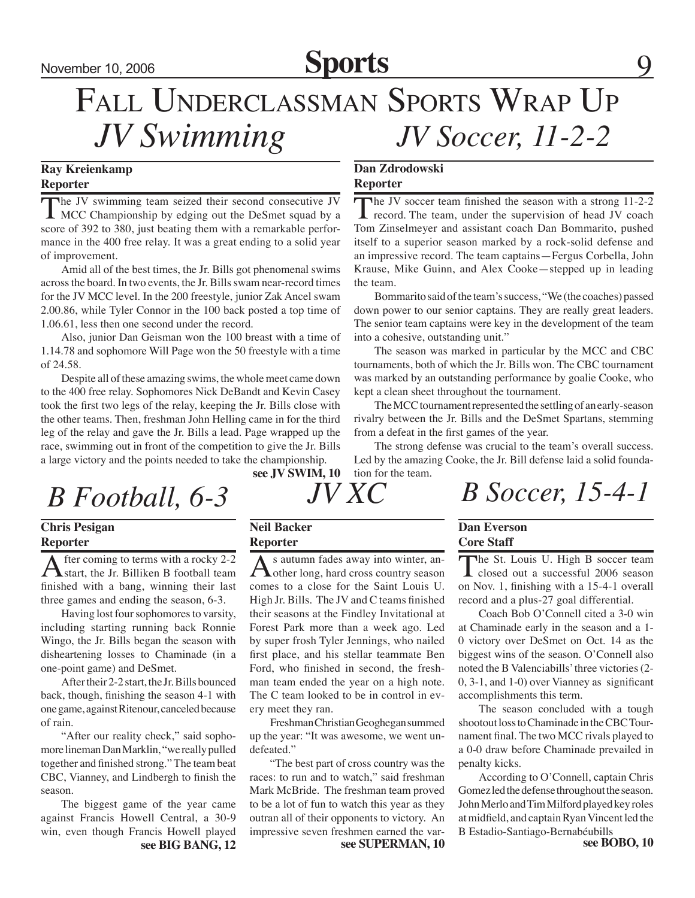# Fall Underclassman Sports Wrap Up

## JV Swimming

**Ray Kreienkamp**
**Reporter**

The JV swimming team seized their second consecutive JV MCC Championship by edging out the DeSmet squad by a score of 392 to 380, just beating them with a remarkable performance in the 400 free relay. It was a great ending to a solid year of improvement.

Amid all of the best times, the Jr. Bills got phenomenal swims across the board. In two events, the Jr. Bills swam near-record times for the JV MCC level. In the 200 freestyle, junior Zak Ancel swam 2.00.86, while Tyler Connor in the 100 back posted a top time of 1.06.61, less then one second under the record.

Also, junior Dan Geisman won the 100 breast with a time of 1.14.78 and sophomore Will Page won the 50 freestyle with a time of 24.58.

Despite all of these amazing swims, the whole meet came down to the 400 free relay. Sophomores Nick DeBandt and Kevin Casey took the first two legs of the relay, keeping the Jr. Bills close with the other teams. Then, freshman John Helling came in for the third leg of the relay and gave the Jr. Bills a lead. Page wrapped up the race, swimming out in front of the competition to give the Jr. Bills a large victory and the points needed to take the championship.

**see JV SWIM, 10**

## JV Soccer, 11-2-2

**Dan Zdrodowski**
**Reporter**

The JV soccer team finished the season with a strong 11-2-2 record. The team, under the supervision of head JV coach Tom Zinselmeyer and assistant coach Dan Bommarito, pushed itself to a superior season marked by a rock-solid defense and an impressive record. The team captains—Fergus Corbella, John Krause, Mike Guinn, and Alex Cooke—stepped up in leading the team.

Bommarito said of the team's success, "We (the coaches) passed down power to our senior captains. They are really great leaders. The senior team captains were key in the development of the team into a cohesive, outstanding unit."

The season was marked in particular by the MCC and CBC tournaments, both of which the Jr. Bills won. The CBC tournament was marked by an outstanding performance by goalie Cooke, who kept a clean sheet throughout the tournament.

The MCC tournament represented the settling of an early-season rivalry between the Jr. Bills and the DeSmet Spartans, stemming from a defeat in the first games of the year.

The strong defense was crucial to the team's overall success. Led by the amazing Cooke, the Jr. Bill defense laid a solid foundation for the team.

## B Football, 6-3

**Chris Pesigan**
**Reporter**

After coming to terms with a rocky 2-2 start, the Jr. Billiken B football team finished with a bang, winning their last three games and ending the season, 6-3.

Having lost four sophomores to varsity, including starting running back Ronnie Wingo, the Jr. Bills began the season with disheartening losses to Chaminade (in a one-point game) and DeSmet.

After their 2-2 start, the Jr. Bills bounced back, though, finishing the season 4-1 with one game, against Ritenour, canceled because of rain.

"After our reality check," said sophomore lineman Dan Marklin, "we really pulled together and finished strong." The team beat CBC, Vianney, and Lindbergh to finish the season.

The biggest game of the year came against Francis Howell Central, a 30-9 win, even though Francis Howell played

**see BIG BANG, 12**

## JV XC

**Neil Backer**
**Reporter**

As autumn fades away into winter, another long, hard cross country season comes to a close for the Saint Louis U. High Jr. Bills. The JV and C teams finished their seasons at the Findley Invitational at Forest Park more than a week ago. Led by super frosh Tyler Jennings, who nailed first place, and his stellar teammate Ben Ford, who finished in second, the freshman team ended the year on a high note. The C team looked to be in control in every meet they ran.

Freshman Christian Geoghegan summed up the year: "It was awesome, we went undefeated."

"The best part of cross country was the races: to run and to watch," said freshman Mark McBride. The freshman team proved to be a lot of fun to watch this year as they outran all of their opponents to victory. An impressive seven freshmen earned the var-

**see SUPERMAN, 10**

## B Soccer, 15-4-1

**Dan Everson**
**Core Staff**

The St. Louis U. High B soccer team closed out a successful 2006 season on Nov. 1, finishing with a 15-4-1 overall record and a plus-27 goal differential.

Coach Bob O'Connell cited a 3-0 win at Chaminade early in the season and a 1-0 victory over DeSmet on Oct. 14 as the biggest wins of the season. O'Connell also noted the B Valenciabills' three victories (2-0, 3-1, and 1-0) over Vianney as significant accomplishments this term.

The season concluded with a tough shootout loss to Chaminade in the CBC Tournament final. The two MCC rivals played to a 0-0 draw before Chaminade prevailed in penalty kicks.

According to O'Connell, captain Chris Gomez led the defense throughout the season. John Merlo and Tim Milford played key roles at midfield, and captain Ryan Vincent led the B Estadio-Santiago-Bernabéubills

**see BOBO, 10**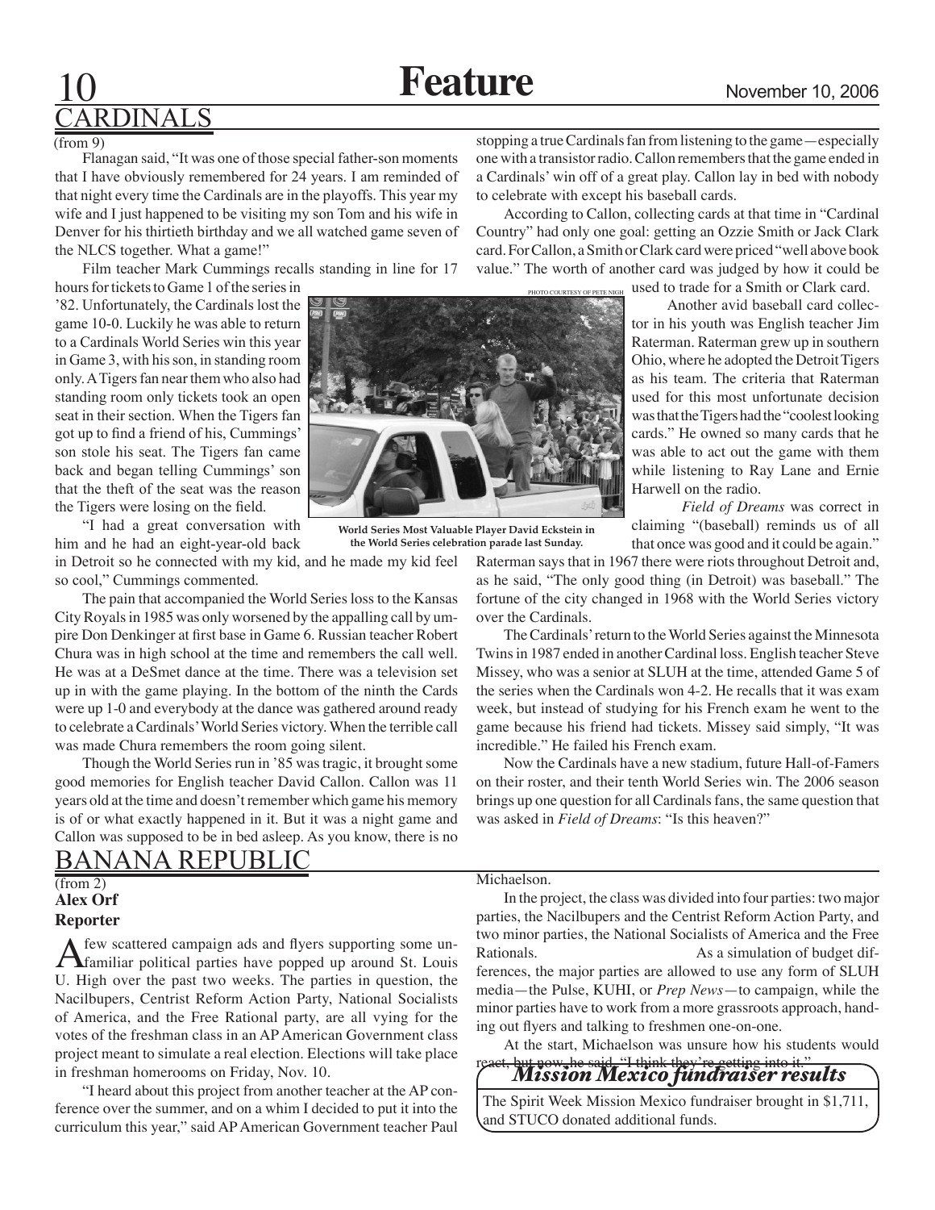# CARDINALS

(from 9)

Flanagan said, "It was one of those special father-son moments that I have obviously remembered for 24 years. I am reminded of that night every time the Cardinals are in the playoffs. This year my wife and I just happened to be visiting my son Tom and his wife in Denver for his thirtieth birthday and we all watched game seven of the NLCS together. What a game!"

Film teacher Mark Cummings recalls standing in line for 17 hours for tickets to Game 1 of the series in '82. Unfortunately, the Cardinals lost the game 10-0. Luckily he was able to return to a Cardinals World Series win this year in Game 3, with his son, in standing room only. A Tigers fan near them who also had standing room only tickets took an open seat in their section. When the Tigers fan got up to find a friend of his, Cummings' son stole his seat. The Tigers fan came back and began telling Cummings' son that the theft of the seat was the reason the Tigers were losing on the field.

"I had a great conversation with him and he had an eight-year-old back in Detroit so he connected with my kid, and he made my kid feel so cool," Cummings commented.

PHOTO COURTESY OF PETE NIGH

**World Series Most Valuable Player David Eckstein in the World Series celebration parade last Sunday.**

The pain that accompanied the World Series loss to the Kansas City Royals in 1985 was only worsened by the appalling call by umpire Don Denkinger at first base in Game 6. Russian teacher Robert Chura was in high school at the time and remembers the call well. He was at a DeSmet dance at the time. There was a television set up in with the game playing. In the bottom of the ninth the Cards were up 1-0 and everybody at the dance was gathered around ready to celebrate a Cardinals' World Series victory. When the terrible call was made Chura remembers the room going silent.

Though the World Series run in '85 was tragic, it brought some good memories for English teacher David Callon. Callon was 11 years old at the time and doesn't remember which game his memory is of or what exactly happened in it. But it was a night game and Callon was supposed to be in bed asleep. As you know, there is no stopping a true Cardinals fan from listening to the game—especially one with a transistor radio. Callon remembers that the game ended in a Cardinals' win off of a great play. Callon lay in bed with nobody to celebrate with except his baseball cards.

According to Callon, collecting cards at that time in "Cardinal Country" had only one goal: getting an Ozzie Smith or Jack Clark card. For Callon, a Smith or Clark card were priced "well above book value." The worth of another card was judged by how it could be used to trade for a Smith or Clark card.

Another avid baseball card collector in his youth was English teacher Jim Raterman. Raterman grew up in southern Ohio, where he adopted the Detroit Tigers as his team. The criteria that Raterman used for this most unfortunate decision was that the Tigers had the "coolest looking cards." He owned so many cards that he was able to act out the game with them while listening to Ray Lane and Ernie Harwell on the radio.

*Field of Dreams* was correct in claiming "(baseball) reminds us of all that once was good and it could be again." Raterman says that in 1967 there were riots throughout Detroit and, as he said, "The only good thing (in Detroit) was baseball." The fortune of the city changed in 1968 with the World Series victory over the Cardinals.

The Cardinals' return to the World Series against the Minnesota Twins in 1987 ended in another Cardinal loss. English teacher Steve Missey, who was a senior at SLUH at the time, attended Game 5 of the series when the Cardinals won 4-2. He recalls that it was exam week, but instead of studying for his French exam he went to the game because his friend had tickets. Missey said simply, "It was incredible." He failed his French exam.

Now the Cardinals have a new stadium, future Hall-of-Famers on their roster, and their tenth World Series win. The 2006 season brings up one question for all Cardinals fans, the same question that was asked in *Field of Dreams*: "Is this heaven?"

# BANANA REPUBLIC

(from 2)

**Alex Orf**
**Reporter**

A few scattered campaign ads and flyers supporting some unfamiliar political parties have popped up around St. Louis U. High over the past two weeks. The parties in question, the Nacilbupers, Centrist Reform Action Party, National Socialists of America, and the Free Rational party, are all vying for the votes of the freshman class in an AP American Government class project meant to simulate a real election. Elections will take place in freshman homerooms on Friday, Nov. 10.

"I heard about this project from another teacher at the AP conference over the summer, and on a whim I decided to put it into the curriculum this year," said AP American Government teacher Paul Michaelson.

In the project, the class was divided into four parties: two major parties, the Nacilbupers and the Centrist Reform Action Party, and two minor parties, the National Socialists of America and the Free Rationals. As a simulation of budget differences, the major parties are allowed to use any form of SLUH media—the Pulse, KUHI, or *Prep News*—to campaign, while the minor parties have to work from a more grassroots approach, handing out flyers and talking to freshmen one-on-one.

At the start, Michaelson was unsure how his students would react, but now, he said, "I think they're getting into it."

## *Mission Mexico fundraiser results*

The Spirit Week Mission Mexico fundraiser brought in $1,711, and STUCO donated additional funds.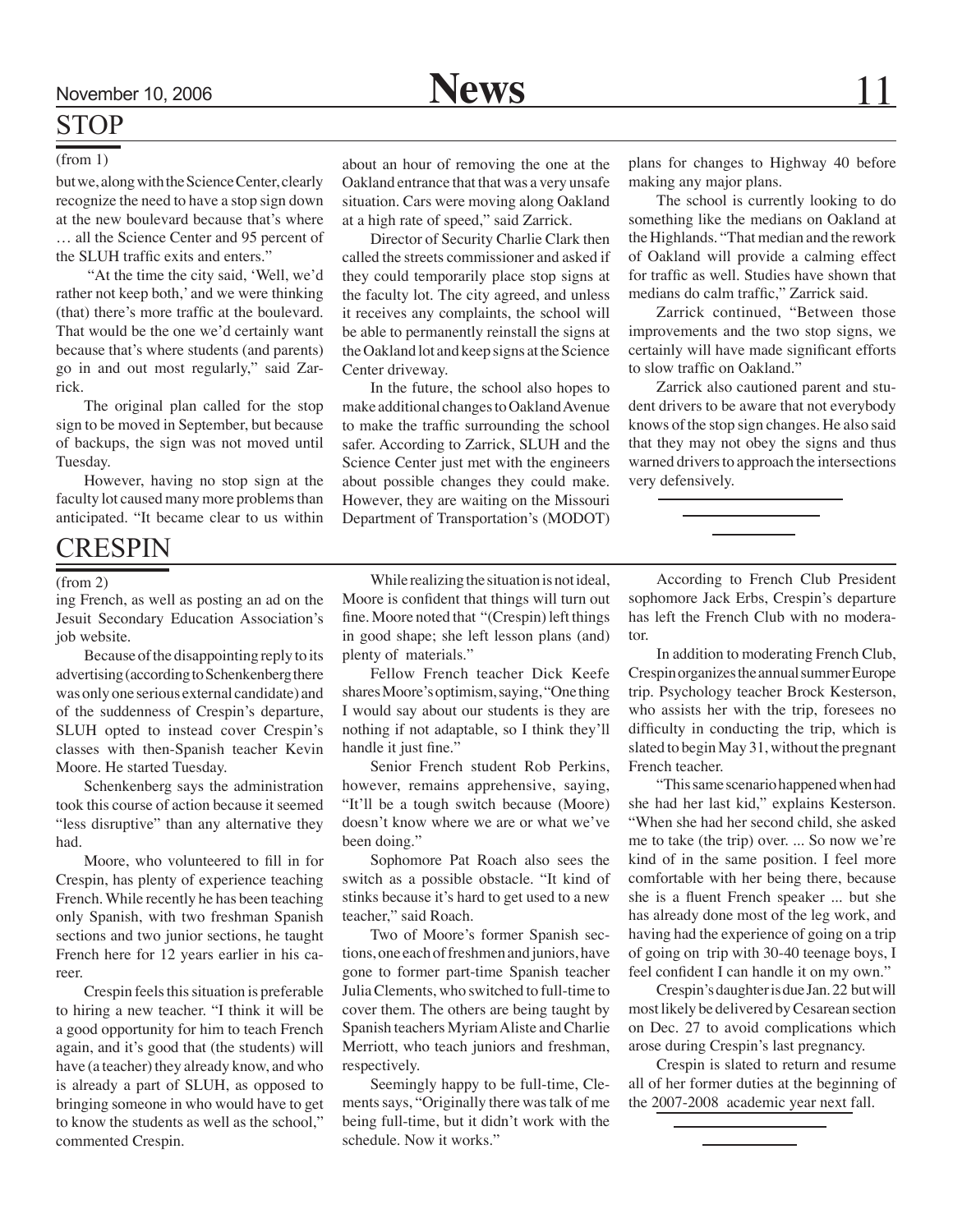## STOP

(from 1)

but we, along with the Science Center, clearly recognize the need to have a stop sign down at the new boulevard because that's where … all the Science Center and 95 percent of the SLUH traffic exits and enters."

"At the time the city said, 'Well, we'd rather not keep both,' and we were thinking (that) there's more traffic at the boulevard. That would be the one we'd certainly want because that's where students (and parents) go in and out most regularly," said Zarrick.

The original plan called for the stop sign to be moved in September, but because of backups, the sign was not moved until Tuesday.

However, having no stop sign at the faculty lot caused many more problems than anticipated. "It became clear to us within about an hour of removing the one at the Oakland entrance that that was a very unsafe situation. Cars were moving along Oakland at a high rate of speed," said Zarrick.

Director of Security Charlie Clark then called the streets commissioner and asked if they could temporarily place stop signs at the faculty lot. The city agreed, and unless it receives any complaints, the school will be able to permanently reinstall the signs at the Oakland lot and keep signs at the Science Center driveway.

In the future, the school also hopes to make additional changes to Oakland Avenue to make the traffic surrounding the school safer. According to Zarrick, SLUH and the Science Center just met with the engineers about possible changes they could make. However, they are waiting on the Missouri Department of Transportation's (MODOT) plans for changes to Highway 40 before making any major plans.

The school is currently looking to do something like the medians on Oakland at the Highlands. "That median and the rework of Oakland will provide a calming effect for traffic as well. Studies have shown that medians do calm traffic," Zarrick said.

Zarrick continued, "Between those improvements and the two stop signs, we certainly will have made significant efforts to slow traffic on Oakland."

Zarrick also cautioned parent and student drivers to be aware that not everybody knows of the stop sign changes. He also said that they may not obey the signs and thus warned drivers to approach the intersections very defensively.

## CRESPIN

(from 2)

ing French, as well as posting an ad on the Jesuit Secondary Education Association's job website.

Because of the disappointing reply to its advertising (according to Schenkenberg there was only one serious external candidate) and of the suddenness of Crespin's departure, SLUH opted to instead cover Crespin's classes with then-Spanish teacher Kevin Moore. He started Tuesday.

Schenkenberg says the administration took this course of action because it seemed "less disruptive" than any alternative they had.

Moore, who volunteered to fill in for Crespin, has plenty of experience teaching French. While recently he has been teaching only Spanish, with two freshman Spanish sections and two junior sections, he taught French here for 12 years earlier in his career.

Crespin feels this situation is preferable to hiring a new teacher. "I think it will be a good opportunity for him to teach French again, and it's good that (the students) will have (a teacher) they already know, and who is already a part of SLUH, as opposed to bringing someone in who would have to get to know the students as well as the school," commented Crespin.

While realizing the situation is not ideal, Moore is confident that things will turn out fine. Moore noted that "(Crespin) left things in good shape; she left lesson plans (and) plenty of materials."

Fellow French teacher Dick Keefe shares Moore's optimism, saying, "One thing I would say about our students is they are nothing if not adaptable, so I think they'll handle it just fine."

Senior French student Rob Perkins, however, remains apprehensive, saying, "It'll be a tough switch because (Moore) doesn't know where we are or what we've been doing."

Sophomore Pat Roach also sees the switch as a possible obstacle. "It kind of stinks because it's hard to get used to a new teacher," said Roach.

Two of Moore's former Spanish sections, one each of freshmen and juniors, have gone to former part-time Spanish teacher Julia Clements, who switched to full-time to cover them. The others are being taught by Spanish teachers Myriam Aliste and Charlie Merriott, who teach juniors and freshman, respectively.

Seemingly happy to be full-time, Clements says, "Originally there was talk of me being full-time, but it didn't work with the schedule. Now it works."

According to French Club President sophomore Jack Erbs, Crespin's departure has left the French Club with no moderator.

In addition to moderating French Club, Crespin organizes the annual summer Europe trip. Psychology teacher Brock Kesterson, who assists her with the trip, foresees no difficulty in conducting the trip, which is slated to begin May 31, without the pregnant French teacher.

"This same scenario happened when had she had her last kid," explains Kesterson. "When she had her second child, she asked me to take (the trip) over. ... So now we're kind of in the same position. I feel more comfortable with her being there, because she is a fluent French speaker ... but she has already done most of the leg work, and having had the experience of going on a trip of going on trip with 30-40 teenage boys, I feel confident I can handle it on my own."

Crespin's daughter is due Jan. 22 but will most likely be delivered by Cesarean section on Dec. 27 to avoid complications which arose during Crespin's last pregnancy.

Crespin is slated to return and resume all of her former duties at the beginning of the 2007-2008 academic year next fall.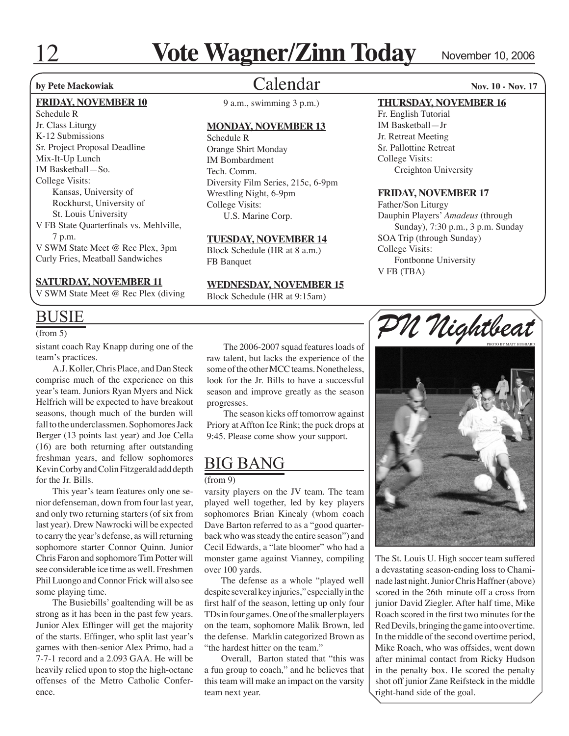# Vote Wagner/Zinn Today

November 10, 2006

## Calendar

by Pete Mackowiak

Nov. 10 - Nov. 17

**FRIDAY, NOVEMBER 10**

Schedule R
Jr. Class Liturgy
K-12 Submissions
Sr. Project Proposal Deadline
Mix-It-Up Lunch
IM Basketball—So.
College Visits:
Kansas, University of
Rockhurst, University of
St. Louis University
V FB State Quarterfinals vs. Mehlville, 7 p.m.
V SWM State Meet @ Rec Plex, 3pm
Curly Fries, Meatball Sandwiches

**SATURDAY, NOVEMBER 11**

V SWM State Meet @ Rec Plex (diving 9 a.m., swimming 3 p.m.)

**MONDAY, NOVEMBER 13**

Schedule R
Orange Shirt Monday
IM Bombardment
Tech. Comm.
Diversity Film Series, 215c, 6-9pm
Wrestling Night, 6-9pm
College Visits:
U.S. Marine Corp.

**TUESDAY, NOVEMBER 14**

Block Schedule (HR at 8 a.m.)
FB Banquet

**WEDNESDAY, NOVEMBER 15**

Block Schedule (HR at 9:15am)

**THURSDAY, NOVEMBER 16**

Fr. English Tutorial
IM Basketball—Jr
Jr. Retreat Meeting
Sr. Pallottine Retreat
College Visits:
Creighton University

**FRIDAY, NOVEMBER 17**

Father/Son Liturgy
Dauphin Players' *Amadeus* (through Sunday), 7:30 p.m., 3 p.m. Sunday
SOA Trip (through Sunday)
College Visits:
Fontbonne University
V FB (TBA)

## BUSIE

(from 5)

sistant coach Ray Knapp during one of the team's practices.

A.J. Koller, Chris Place, and Dan Steck comprise much of the experience on this year's team. Juniors Ryan Myers and Nick Helfrich will be expected to have breakout seasons, though much of the burden will fall to the underclassmen. Sophomores Jack Berger (13 points last year) and Joe Cella (16) are both returning after outstanding freshman years, and fellow sophomores Kevin Corby and Colin Fitzgerald add depth for the Jr. Bills.

This year's team features only one senior defenseman, down from four last year, and only two returning starters (of six from last year). Drew Nawrocki will be expected to carry the year's defense, as will returning sophomore starter Connor Quinn. Junior Chris Faron and sophomore Tim Potter will see considerable ice time as well. Freshmen Phil Luongo and Connor Frick will also see some playing time.

The Busiebills' goaltending will be as strong as it has been in the past few years. Junior Alex Effinger will get the majority of the starts. Effinger, who split last year's games with then-senior Alex Primo, had a 7-7-1 record and a 2.093 GAA. He will be heavily relied upon to stop the high-octane offenses of the Metro Catholic Conference.

The 2006-2007 squad features loads of raw talent, but lacks the experience of the some of the other MCC teams. Nonetheless, look for the Jr. Bills to have a successful season and improve greatly as the season progresses.

The season kicks off tomorrow against Priory at Affton Ice Rink; the puck drops at 9:45. Please come show your support.

## BIG BANG

(from 9)

varsity players on the JV team. The team played well together, led by key players sophomores Brian Kinealy (whom coach Dave Barton referred to as a "good quarterback who was steady the entire season") and Cecil Edwards, a "late bloomer" who had a monster game against Vianney, compiling over 100 yards.

The defense as a whole "played well despite several key injuries," especially in the first half of the season, letting up only four TDs in four games. One of the smaller players on the team, sophomore Malik Brown, led the defense. Marklin categorized Brown as "the hardest hitter on the team."

Overall, Barton stated that "this was a fun group to coach," and he believes that this team will make an impact on the varsity team next year.

## *PN Nightbeat*

PHOTO BY MATT HUBBARD

The St. Louis U. High soccer team suffered a devastating season-ending loss to Chaminade last night. Junior Chris Haffner (above) scored in the 26th minute off a cross from junior David Ziegler. After half time, Mike Roach scored in the first two minutes for the Red Devils, bringing the game into overtime. In the middle of the second overtime period, Mike Roach, who was offsides, went down after minimal contact from Ricky Hudson in the penalty box. He scored the penalty shot off junior Zane Reifsteck in the middle right-hand side of the goal.